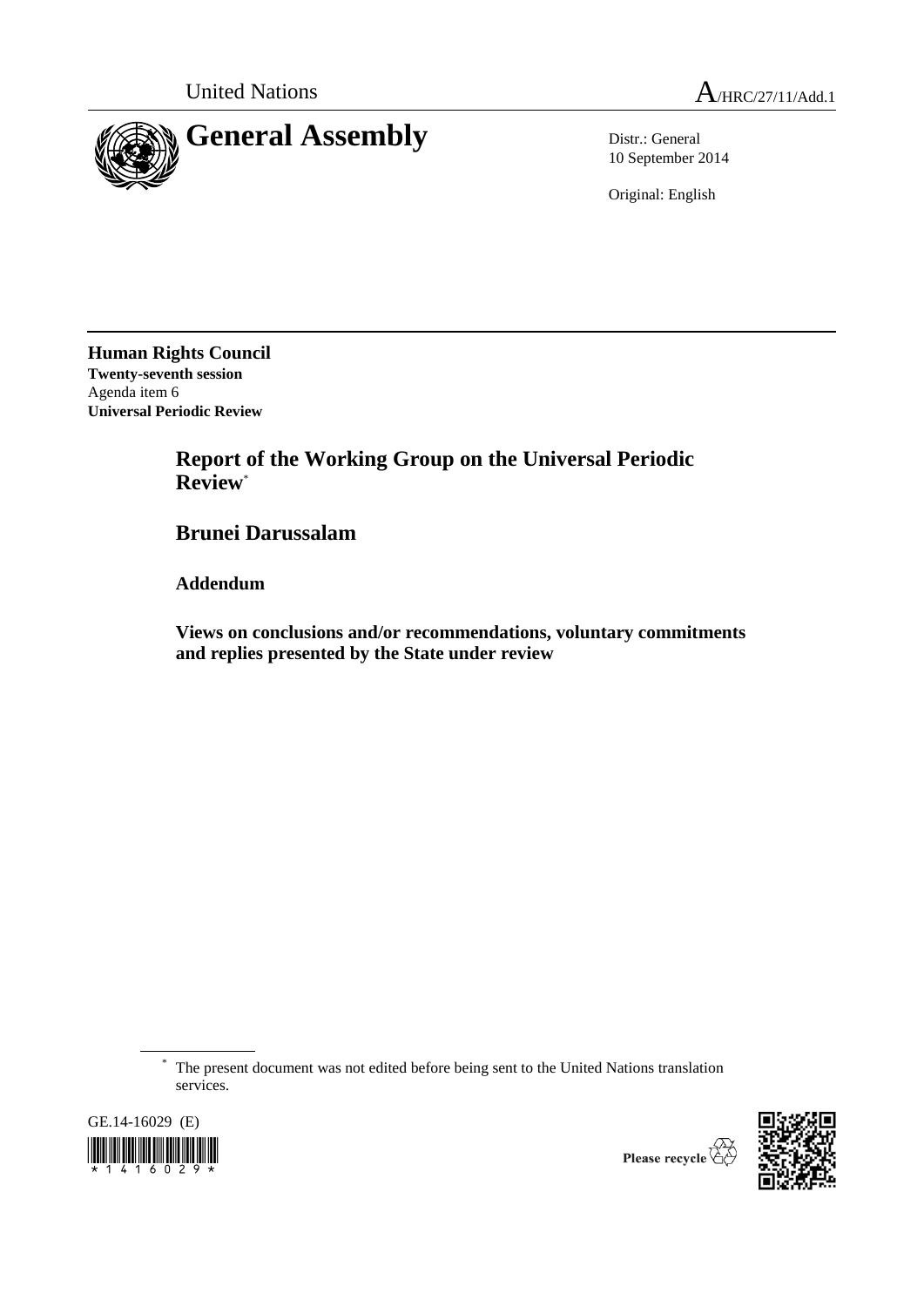United Nations — A/HRC/27/11/Add.1

# General Assembly

Distr.: General
10 September 2014

Original: English

**Human Rights Council**
**Twenty-seventh session**
Agenda item 6
**Universal Periodic Review**

## Report of the Working Group on the Universal Periodic Review*

## Brunei Darussalam

### Addendum

### Views on conclusions and/or recommendations, voluntary commitments and replies presented by the State under review

* The present document was not edited before being sent to the United Nations translation services.

GE.14-16029 (E)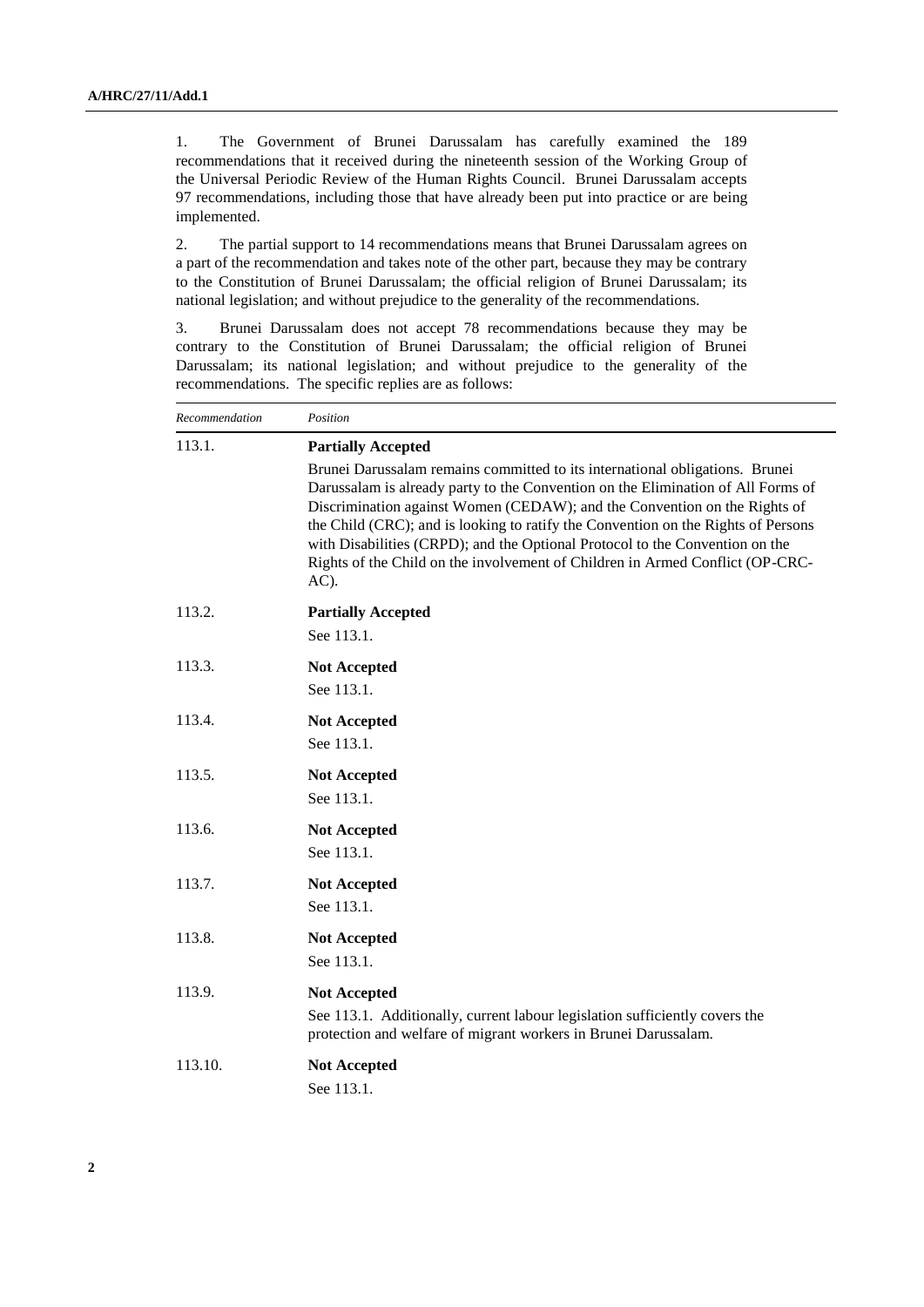1. The Government of Brunei Darussalam has carefully examined the 189 recommendations that it received during the nineteenth session of the Working Group of the Universal Periodic Review of the Human Rights Council. Brunei Darussalam accepts 97 recommendations, including those that have already been put into practice or are being implemented.

2. The partial support to 14 recommendations means that Brunei Darussalam agrees on a part of the recommendation and takes note of the other part, because they may be contrary to the Constitution of Brunei Darussalam; the official religion of Brunei Darussalam; its national legislation; and without prejudice to the generality of the recommendations.

3. Brunei Darussalam does not accept 78 recommendations because they may be contrary to the Constitution of Brunei Darussalam; the official religion of Brunei Darussalam; its national legislation; and without prejudice to the generality of the recommendations. The specific replies are as follows:

| *Recommendation* | *Position* |
|---|---|
| 113.1. | **Partially Accepted**<br>Brunei Darussalam remains committed to its international obligations. Brunei Darussalam is already party to the Convention on the Elimination of All Forms of Discrimination against Women (CEDAW); and the Convention on the Rights of the Child (CRC); and is looking to ratify the Convention on the Rights of Persons with Disabilities (CRPD); and the Optional Protocol to the Convention on the Rights of the Child on the involvement of Children in Armed Conflict (OP-CRC-AC). |
| 113.2. | **Partially Accepted**<br>See 113.1. |
| 113.3. | **Not Accepted**<br>See 113.1. |
| 113.4. | **Not Accepted**<br>See 113.1. |
| 113.5. | **Not Accepted**<br>See 113.1. |
| 113.6. | **Not Accepted**<br>See 113.1. |
| 113.7. | **Not Accepted**<br>See 113.1. |
| 113.8. | **Not Accepted**<br>See 113.1. |
| 113.9. | **Not Accepted**<br>See 113.1. Additionally, current labour legislation sufficiently covers the protection and welfare of migrant workers in Brunei Darussalam. |
| 113.10. | **Not Accepted**<br>See 113.1. |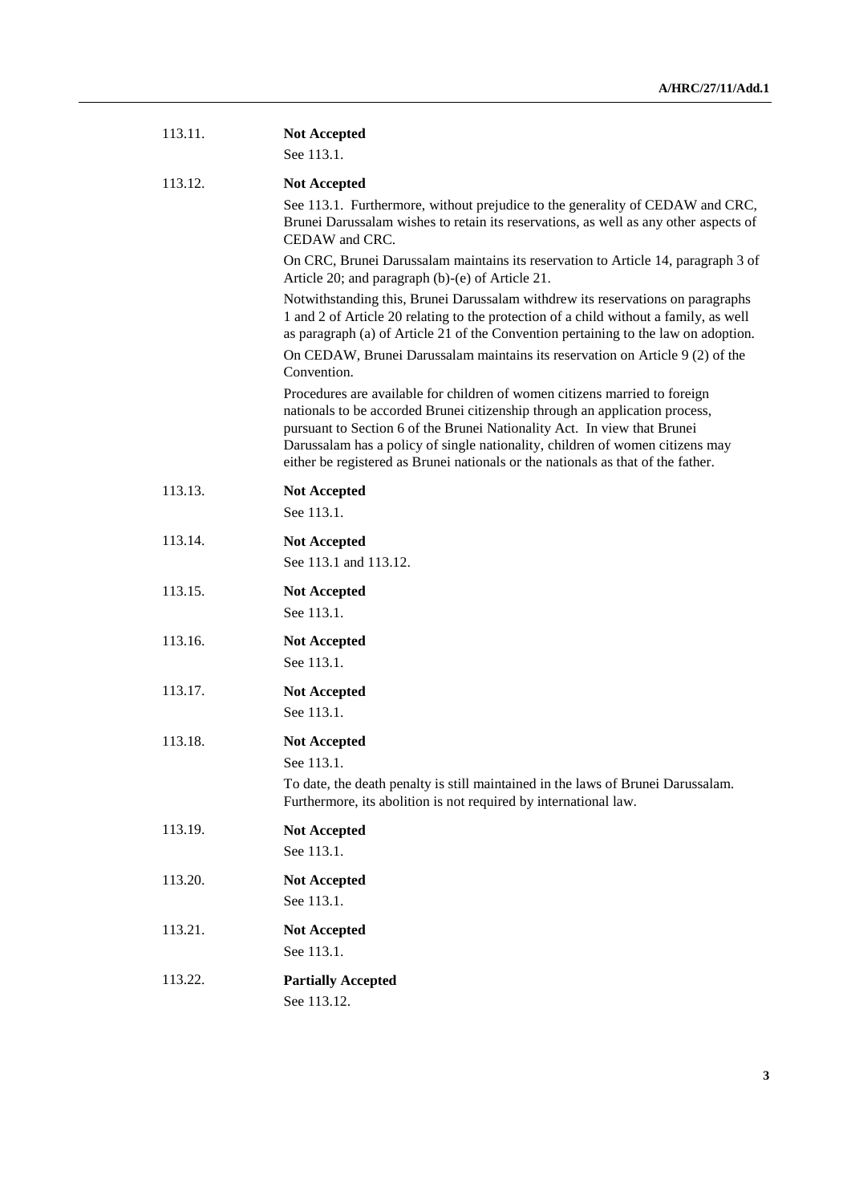113.11. **Not Accepted**

See 113.1.

113.12. **Not Accepted**

See 113.1. Furthermore, without prejudice to the generality of CEDAW and CRC, Brunei Darussalam wishes to retain its reservations, as well as any other aspects of CEDAW and CRC.

On CRC, Brunei Darussalam maintains its reservation to Article 14, paragraph 3 of Article 20; and paragraph (b)-(e) of Article 21.

Notwithstanding this, Brunei Darussalam withdrew its reservations on paragraphs 1 and 2 of Article 20 relating to the protection of a child without a family, as well as paragraph (a) of Article 21 of the Convention pertaining to the law on adoption.

On CEDAW, Brunei Darussalam maintains its reservation on Article 9 (2) of the Convention.

Procedures are available for children of women citizens married to foreign nationals to be accorded Brunei citizenship through an application process, pursuant to Section 6 of the Brunei Nationality Act. In view that Brunei Darussalam has a policy of single nationality, children of women citizens may either be registered as Brunei nationals or the nationals as that of the father.

113.13. **Not Accepted**

See 113.1.

113.14. **Not Accepted**

See 113.1 and 113.12.

113.15. **Not Accepted**

See 113.1.

113.16. **Not Accepted**

See 113.1.

113.17. **Not Accepted**

See 113.1.

113.18. **Not Accepted**

See 113.1.

To date, the death penalty is still maintained in the laws of Brunei Darussalam. Furthermore, its abolition is not required by international law.

113.19. **Not Accepted**

See 113.1.

113.20. **Not Accepted**

See 113.1.

113.21. **Not Accepted**

See 113.1.

113.22. **Partially Accepted**

See 113.12.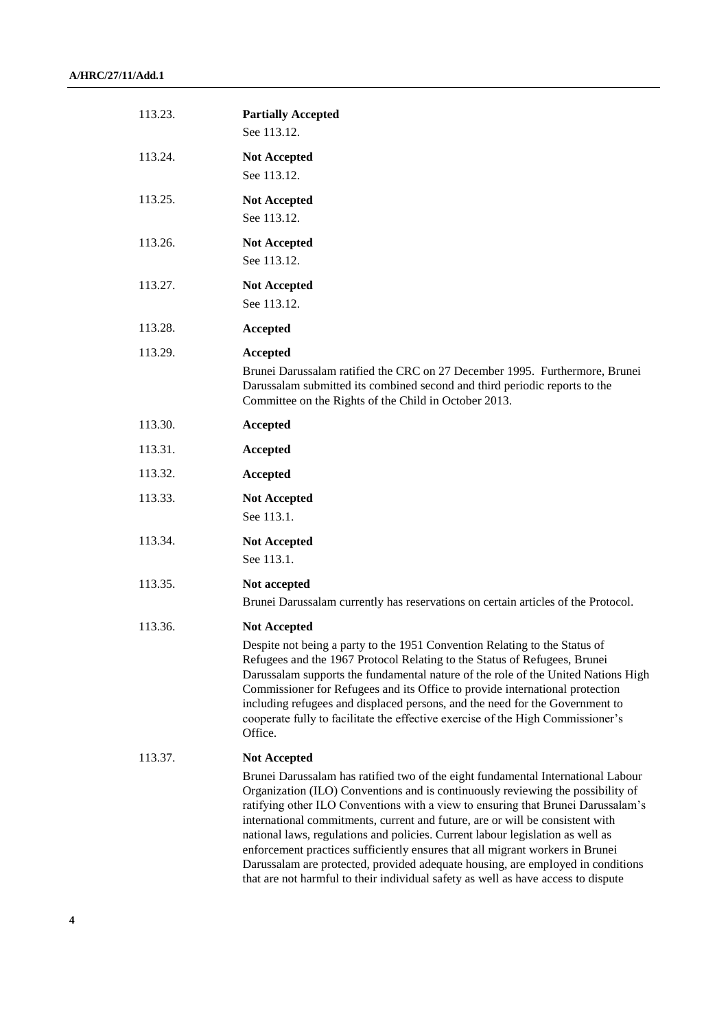113.23. **Partially Accepted**

See 113.12.

113.24. **Not Accepted**

See 113.12.

113.25. **Not Accepted**

See 113.12.

113.26. **Not Accepted**

See 113.12.

113.27. **Not Accepted**

See 113.12.

113.28. **Accepted**

113.29. **Accepted**

Brunei Darussalam ratified the CRC on 27 December 1995. Furthermore, Brunei Darussalam submitted its combined second and third periodic reports to the Committee on the Rights of the Child in October 2013.

113.30. **Accepted**

113.31. **Accepted**

113.32. **Accepted**

113.33. **Not Accepted**

See 113.1.

113.34. **Not Accepted**

See 113.1.

113.35. **Not accepted**

Brunei Darussalam currently has reservations on certain articles of the Protocol.

113.36. **Not Accepted**

Despite not being a party to the 1951 Convention Relating to the Status of Refugees and the 1967 Protocol Relating to the Status of Refugees, Brunei Darussalam supports the fundamental nature of the role of the United Nations High Commissioner for Refugees and its Office to provide international protection including refugees and displaced persons, and the need for the Government to cooperate fully to facilitate the effective exercise of the High Commissioner's Office.

113.37. **Not Accepted**

Brunei Darussalam has ratified two of the eight fundamental International Labour Organization (ILO) Conventions and is continuously reviewing the possibility of ratifying other ILO Conventions with a view to ensuring that Brunei Darussalam's international commitments, current and future, are or will be consistent with national laws, regulations and policies. Current labour legislation as well as enforcement practices sufficiently ensures that all migrant workers in Brunei Darussalam are protected, provided adequate housing, are employed in conditions that are not harmful to their individual safety as well as have access to dispute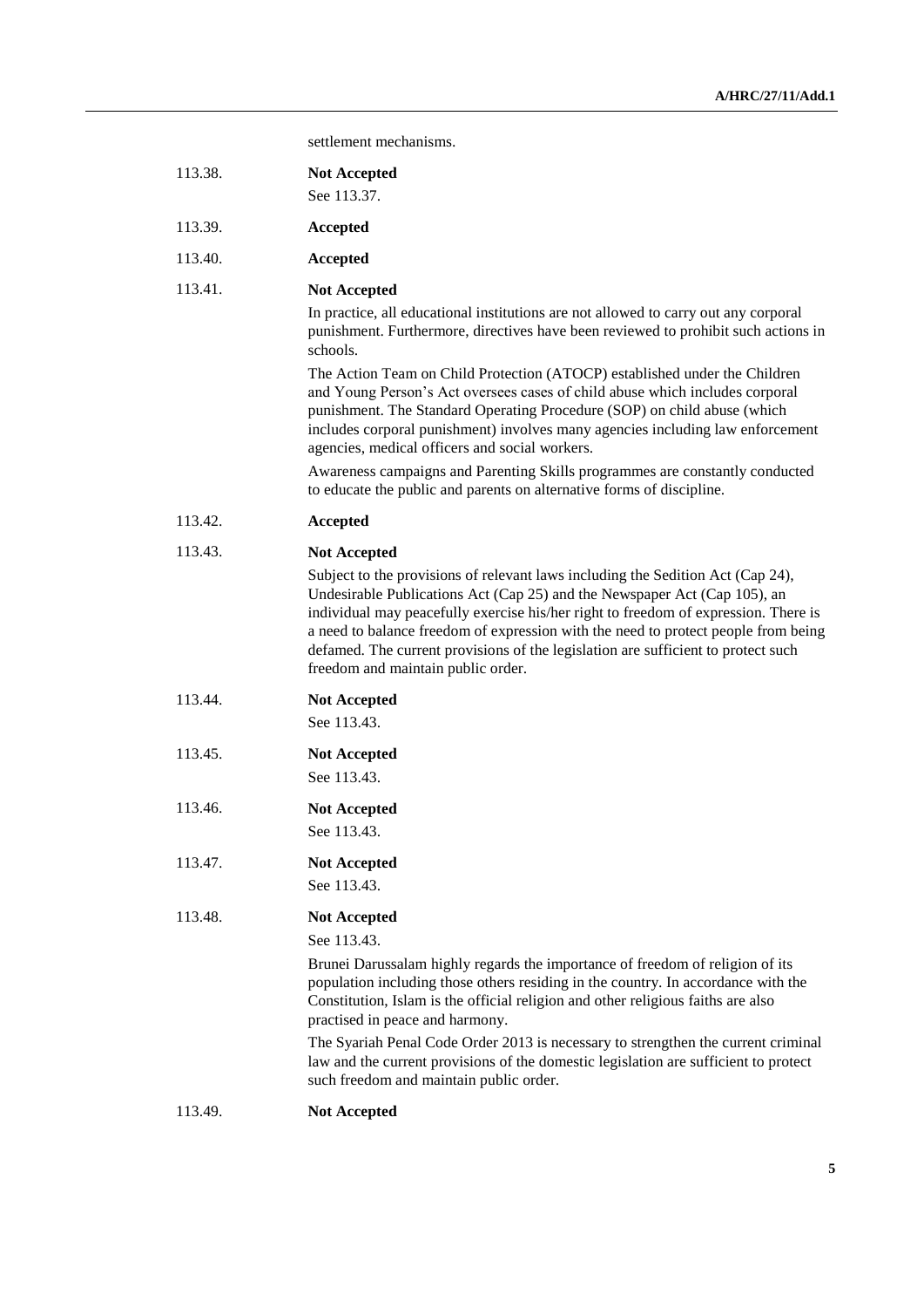settlement mechanisms.

113.38. **Not Accepted**

See 113.37.

113.39. **Accepted**

113.40. **Accepted**

113.41. **Not Accepted**

In practice, all educational institutions are not allowed to carry out any corporal punishment. Furthermore, directives have been reviewed to prohibit such actions in schools.

The Action Team on Child Protection (ATOCP) established under the Children and Young Person's Act oversees cases of child abuse which includes corporal punishment. The Standard Operating Procedure (SOP) on child abuse (which includes corporal punishment) involves many agencies including law enforcement agencies, medical officers and social workers.

Awareness campaigns and Parenting Skills programmes are constantly conducted to educate the public and parents on alternative forms of discipline.

113.42. **Accepted**

113.43. **Not Accepted**

Subject to the provisions of relevant laws including the Sedition Act (Cap 24), Undesirable Publications Act (Cap 25) and the Newspaper Act (Cap 105), an individual may peacefully exercise his/her right to freedom of expression. There is a need to balance freedom of expression with the need to protect people from being defamed. The current provisions of the legislation are sufficient to protect such freedom and maintain public order.

113.44. **Not Accepted**

See 113.43.

113.45. **Not Accepted**

See 113.43.

113.46. **Not Accepted**

See 113.43.

113.47. **Not Accepted**

See 113.43.

113.48. **Not Accepted**

See 113.43.

Brunei Darussalam highly regards the importance of freedom of religion of its population including those others residing in the country. In accordance with the Constitution, Islam is the official religion and other religious faiths are also practised in peace and harmony.

The Syariah Penal Code Order 2013 is necessary to strengthen the current criminal law and the current provisions of the domestic legislation are sufficient to protect such freedom and maintain public order.

113.49. **Not Accepted**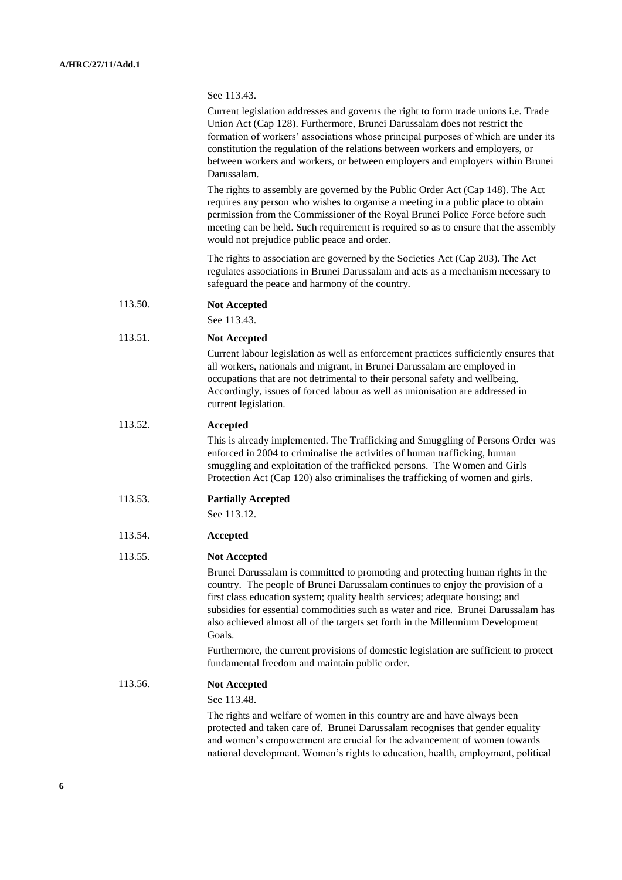See 113.43.

Current legislation addresses and governs the right to form trade unions i.e. Trade Union Act (Cap 128). Furthermore, Brunei Darussalam does not restrict the formation of workers' associations whose principal purposes of which are under its constitution the regulation of the relations between workers and employers, or between workers and workers, or between employers and employers within Brunei Darussalam.

The rights to assembly are governed by the Public Order Act (Cap 148). The Act requires any person who wishes to organise a meeting in a public place to obtain permission from the Commissioner of the Royal Brunei Police Force before such meeting can be held. Such requirement is required so as to ensure that the assembly would not prejudice public peace and order.

The rights to association are governed by the Societies Act (Cap 203). The Act regulates associations in Brunei Darussalam and acts as a mechanism necessary to safeguard the peace and harmony of the country.

113.50. **Not Accepted**

See 113.43.

113.51. **Not Accepted**

Current labour legislation as well as enforcement practices sufficiently ensures that all workers, nationals and migrant, in Brunei Darussalam are employed in occupations that are not detrimental to their personal safety and wellbeing. Accordingly, issues of forced labour as well as unionisation are addressed in current legislation.

113.52. **Accepted**

This is already implemented. The Trafficking and Smuggling of Persons Order was enforced in 2004 to criminalise the activities of human trafficking, human smuggling and exploitation of the trafficked persons. The Women and Girls Protection Act (Cap 120) also criminalises the trafficking of women and girls.

113.53. **Partially Accepted**

See 113.12.

113.54. **Accepted**

113.55. **Not Accepted**

Brunei Darussalam is committed to promoting and protecting human rights in the country. The people of Brunei Darussalam continues to enjoy the provision of a first class education system; quality health services; adequate housing; and subsidies for essential commodities such as water and rice. Brunei Darussalam has also achieved almost all of the targets set forth in the Millennium Development Goals.

Furthermore, the current provisions of domestic legislation are sufficient to protect fundamental freedom and maintain public order.

113.56. **Not Accepted**

See 113.48.

The rights and welfare of women in this country are and have always been protected and taken care of. Brunei Darussalam recognises that gender equality and women's empowerment are crucial for the advancement of women towards national development. Women's rights to education, health, employment, political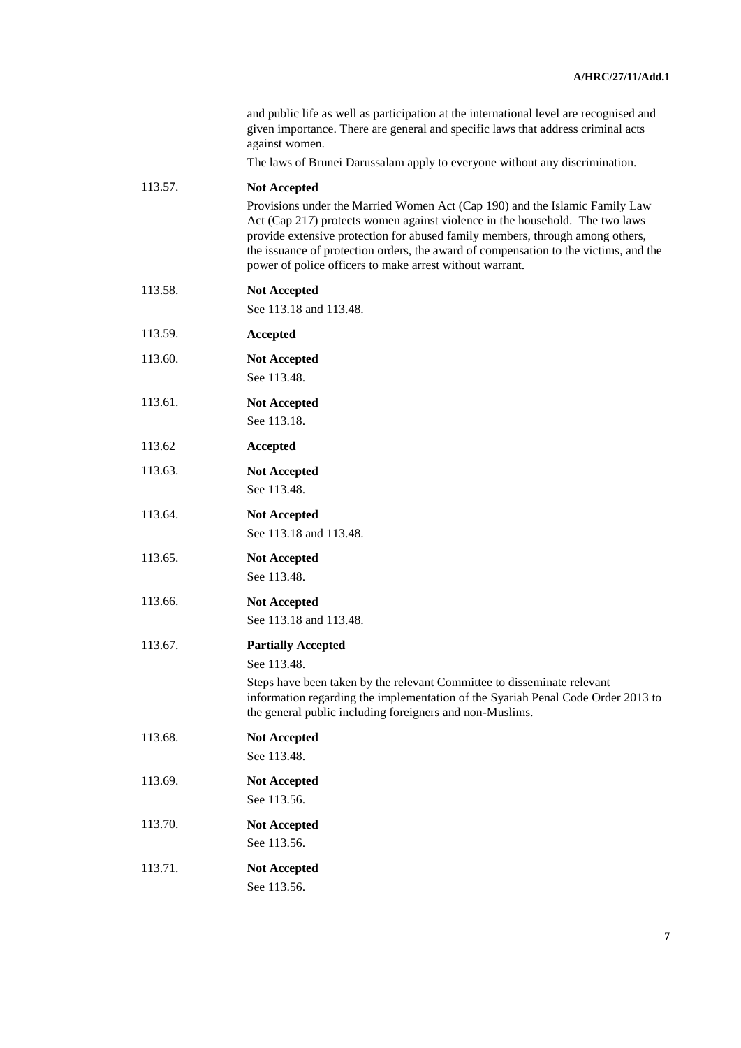and public life as well as participation at the international level are recognised and given importance. There are general and specific laws that address criminal acts against women.

The laws of Brunei Darussalam apply to everyone without any discrimination.

| | |
|---|---|
| 113.57. | **Not Accepted**<br>Provisions under the Married Women Act (Cap 190) and the Islamic Family Law Act (Cap 217) protects women against violence in the household. The two laws provide extensive protection for abused family members, through among others, the issuance of protection orders, the award of compensation to the victims, and the power of police officers to make arrest without warrant. |
| 113.58. | **Not Accepted**<br>See 113.18 and 113.48. |
| 113.59. | **Accepted** |
| 113.60. | **Not Accepted**<br>See 113.48. |
| 113.61. | **Not Accepted**<br>See 113.18. |
| 113.62 | **Accepted** |
| 113.63. | **Not Accepted**<br>See 113.48. |
| 113.64. | **Not Accepted**<br>See 113.18 and 113.48. |
| 113.65. | **Not Accepted**<br>See 113.48. |
| 113.66. | **Not Accepted**<br>See 113.18 and 113.48. |
| 113.67. | **Partially Accepted**<br>See 113.48.<br>Steps have been taken by the relevant Committee to disseminate relevant information regarding the implementation of the Syariah Penal Code Order 2013 to the general public including foreigners and non-Muslims. |
| 113.68. | **Not Accepted**<br>See 113.48. |
| 113.69. | **Not Accepted**<br>See 113.56. |
| 113.70. | **Not Accepted**<br>See 113.56. |
| 113.71. | **Not Accepted**<br>See 113.56. |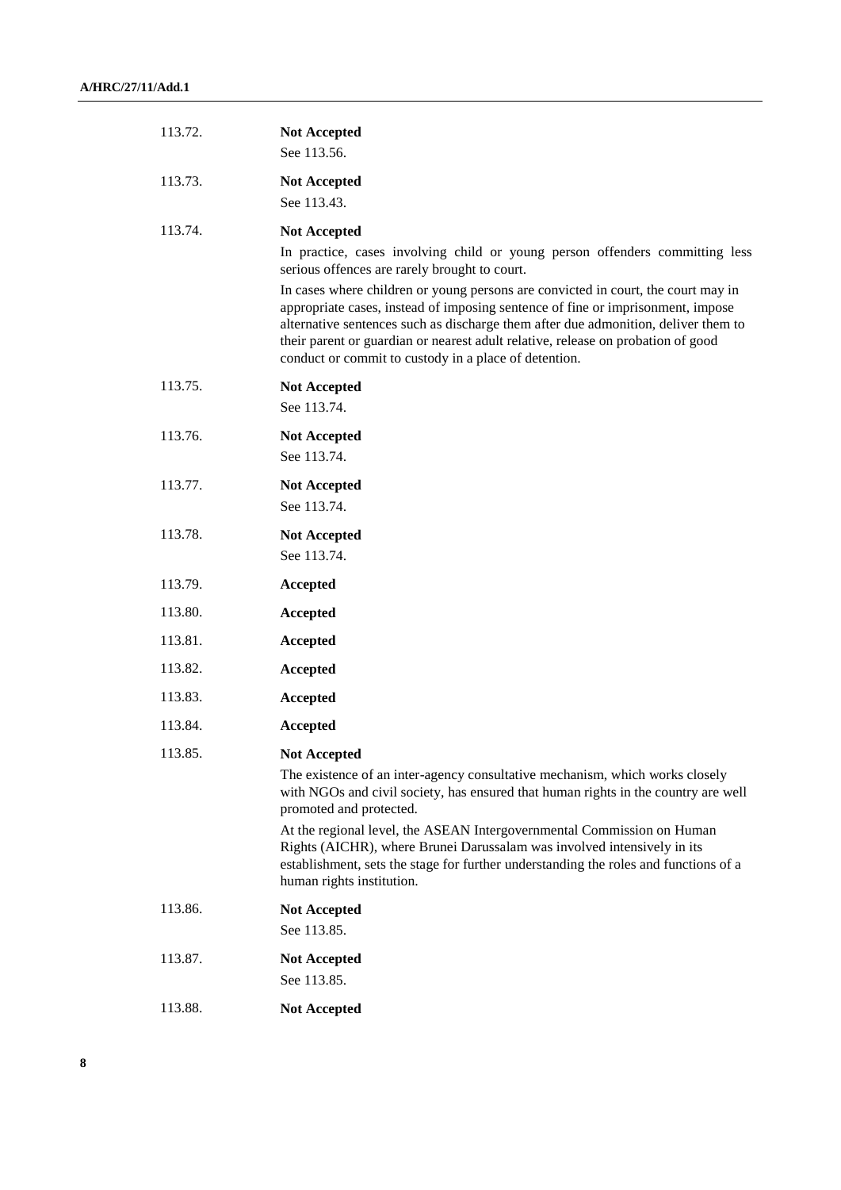| | |
|---|---|
| 113.72. | **Not Accepted**<br>See 113.56. |
| 113.73. | **Not Accepted**<br>See 113.43. |
| 113.74. | **Not Accepted**<br>In practice, cases involving child or young person offenders committing less serious offences are rarely brought to court.<br>In cases where children or young persons are convicted in court, the court may in appropriate cases, instead of imposing sentence of fine or imprisonment, impose alternative sentences such as discharge them after due admonition, deliver them to their parent or guardian or nearest adult relative, release on probation of good conduct or commit to custody in a place of detention. |
| 113.75. | **Not Accepted**<br>See 113.74. |
| 113.76. | **Not Accepted**<br>See 113.74. |
| 113.77. | **Not Accepted**<br>See 113.74. |
| 113.78. | **Not Accepted**<br>See 113.74. |
| 113.79. | **Accepted** |
| 113.80. | **Accepted** |
| 113.81. | **Accepted** |
| 113.82. | **Accepted** |
| 113.83. | **Accepted** |
| 113.84. | **Accepted** |
| 113.85. | **Not Accepted**<br>The existence of an inter-agency consultative mechanism, which works closely with NGOs and civil society, has ensured that human rights in the country are well promoted and protected.<br>At the regional level, the ASEAN Intergovernmental Commission on Human Rights (AICHR), where Brunei Darussalam was involved intensively in its establishment, sets the stage for further understanding the roles and functions of a human rights institution. |
| 113.86. | **Not Accepted**<br>See 113.85. |
| 113.87. | **Not Accepted**<br>See 113.85. |
| 113.88. | **Not Accepted** |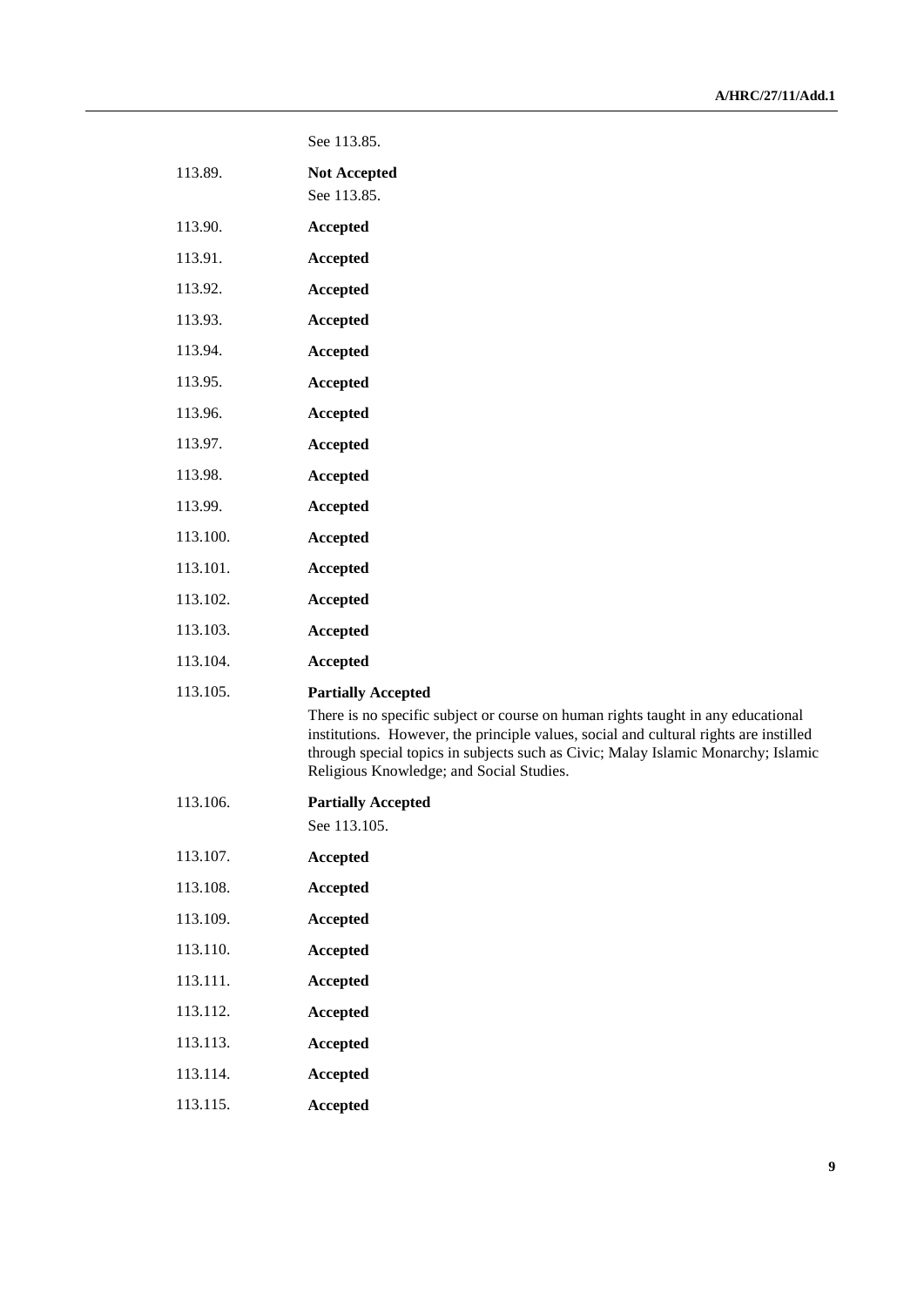| | |
|---|---|
| | See 113.85. |
| 113.89. | **Not Accepted**<br>See 113.85. |
| 113.90. | **Accepted** |
| 113.91. | **Accepted** |
| 113.92. | **Accepted** |
| 113.93. | **Accepted** |
| 113.94. | **Accepted** |
| 113.95. | **Accepted** |
| 113.96. | **Accepted** |
| 113.97. | **Accepted** |
| 113.98. | **Accepted** |
| 113.99. | **Accepted** |
| 113.100. | **Accepted** |
| 113.101. | **Accepted** |
| 113.102. | **Accepted** |
| 113.103. | **Accepted** |
| 113.104. | **Accepted** |
| 113.105. | **Partially Accepted**<br>There is no specific subject or course on human rights taught in any educational institutions. However, the principle values, social and cultural rights are instilled through special topics in subjects such as Civic; Malay Islamic Monarchy; Islamic Religious Knowledge; and Social Studies. |
| 113.106. | **Partially Accepted**<br>See 113.105. |
| 113.107. | **Accepted** |
| 113.108. | **Accepted** |
| 113.109. | **Accepted** |
| 113.110. | **Accepted** |
| 113.111. | **Accepted** |
| 113.112. | **Accepted** |
| 113.113. | **Accepted** |
| 113.114. | **Accepted** |
| 113.115. | **Accepted** |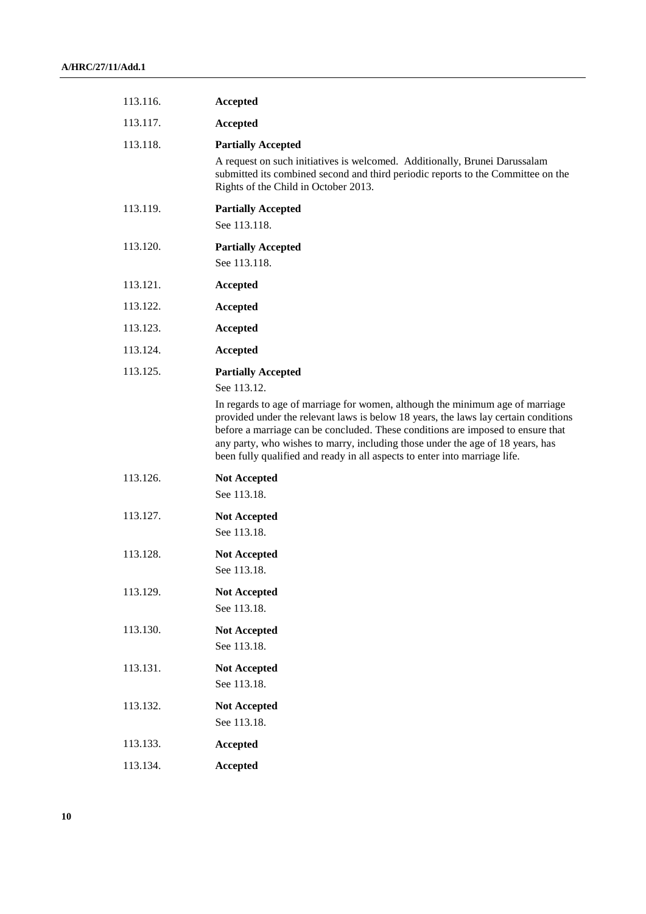| | |
|---|---|
| 113.116. | **Accepted** |
| 113.117. | **Accepted** |
| 113.118. | **Partially Accepted**<br>A request on such initiatives is welcomed. Additionally, Brunei Darussalam submitted its combined second and third periodic reports to the Committee on the Rights of the Child in October 2013. |
| 113.119. | **Partially Accepted**<br>See 113.118. |
| 113.120. | **Partially Accepted**<br>See 113.118. |
| 113.121. | **Accepted** |
| 113.122. | **Accepted** |
| 113.123. | **Accepted** |
| 113.124. | **Accepted** |
| 113.125. | **Partially Accepted**<br>See 113.12.<br>In regards to age of marriage for women, although the minimum age of marriage provided under the relevant laws is below 18 years, the laws lay certain conditions before a marriage can be concluded. These conditions are imposed to ensure that any party, who wishes to marry, including those under the age of 18 years, has been fully qualified and ready in all aspects to enter into marriage life. |
| 113.126. | **Not Accepted**<br>See 113.18. |
| 113.127. | **Not Accepted**<br>See 113.18. |
| 113.128. | **Not Accepted**<br>See 113.18. |
| 113.129. | **Not Accepted**<br>See 113.18. |
| 113.130. | **Not Accepted**<br>See 113.18. |
| 113.131. | **Not Accepted**<br>See 113.18. |
| 113.132. | **Not Accepted**<br>See 113.18. |
| 113.133. | **Accepted** |
| 113.134. | **Accepted** |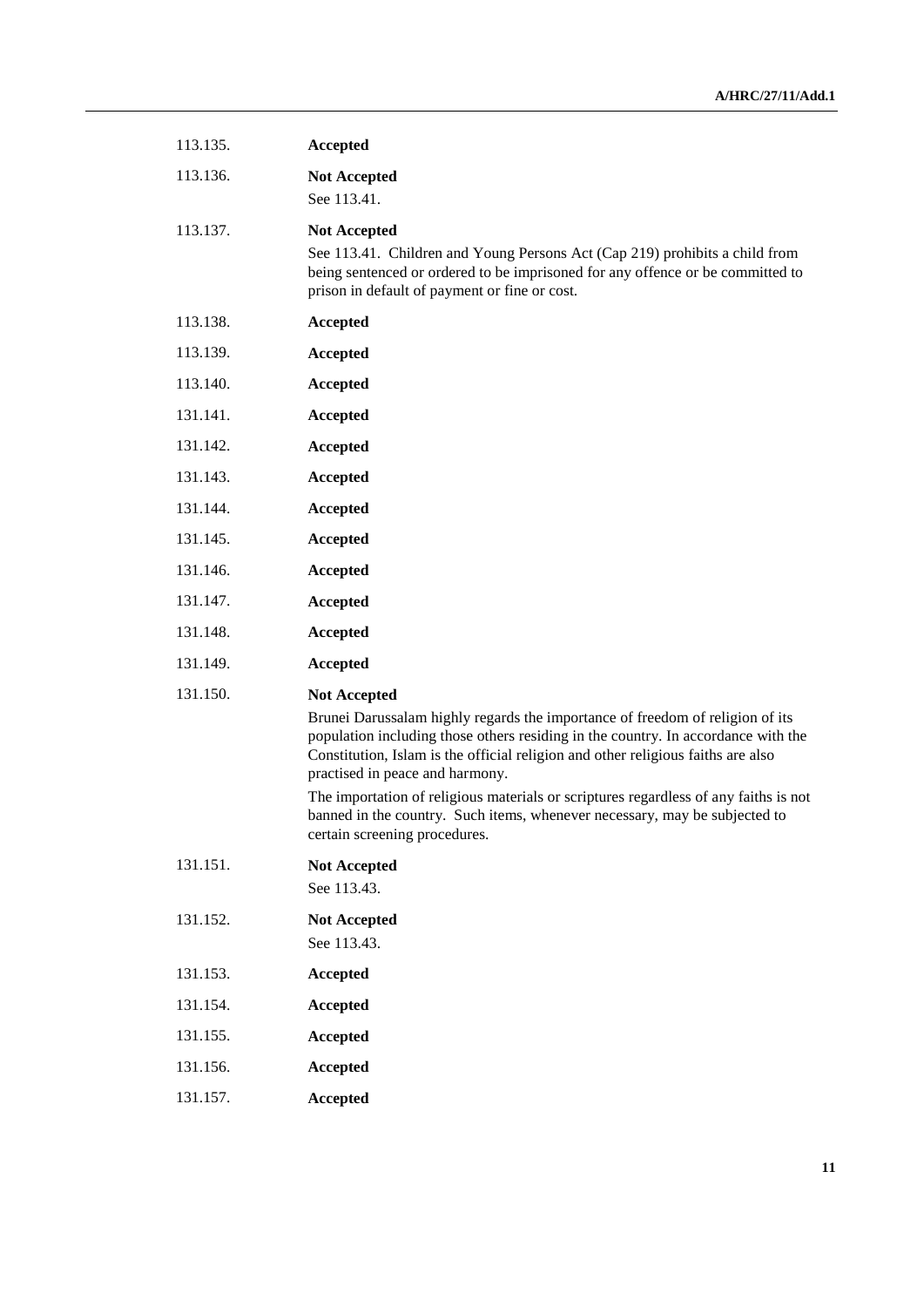113.135. **Accepted**

113.136. **Not Accepted**

See 113.41.

113.137. **Not Accepted**

See 113.41. Children and Young Persons Act (Cap 219) prohibits a child from being sentenced or ordered to be imprisoned for any offence or be committed to prison in default of payment or fine or cost.

113.138. **Accepted**

113.139. **Accepted**

113.140. **Accepted**

131.141. **Accepted**

131.142. **Accepted**

131.143. **Accepted**

131.144. **Accepted**

131.145. **Accepted**

131.146. **Accepted**

131.147. **Accepted**

131.148. **Accepted**

131.149. **Accepted**

131.150. **Not Accepted**

Brunei Darussalam highly regards the importance of freedom of religion of its population including those others residing in the country. In accordance with the Constitution, Islam is the official religion and other religious faiths are also practised in peace and harmony.

The importation of religious materials or scriptures regardless of any faiths is not banned in the country. Such items, whenever necessary, may be subjected to certain screening procedures.

131.151. **Not Accepted**

See 113.43.

131.152. **Not Accepted**

See 113.43.

131.153. **Accepted**

131.154. **Accepted**

131.155. **Accepted**

131.156. **Accepted**

131.157. **Accepted**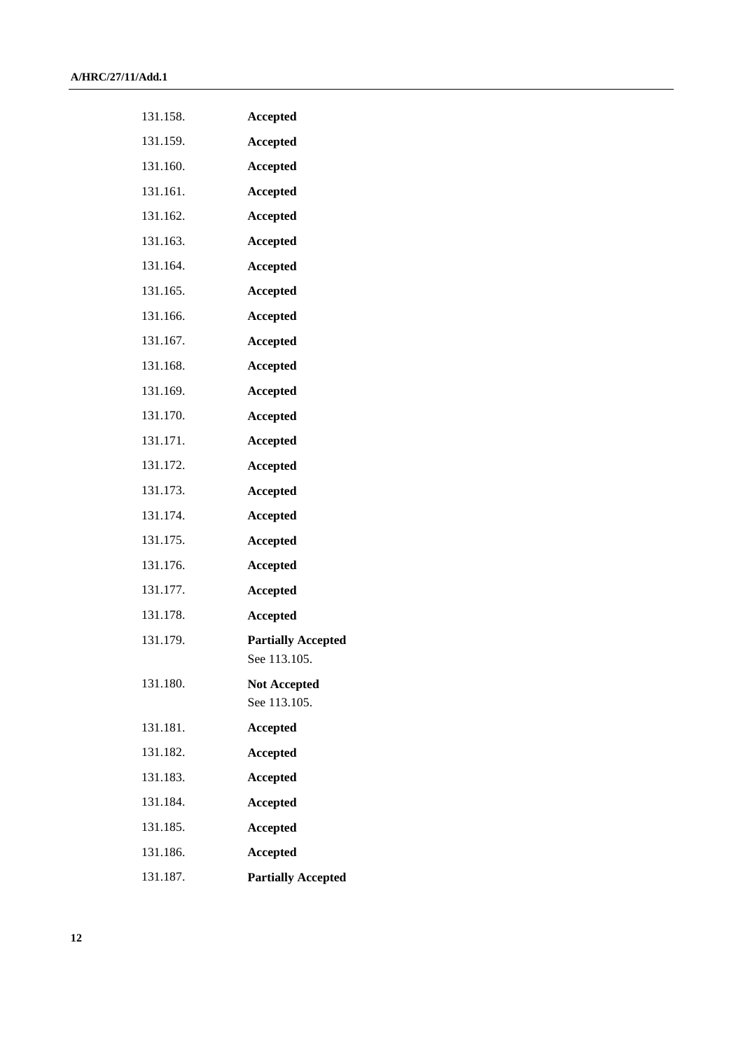| | |
|---|---|
| 131.158. | **Accepted** |
| 131.159. | **Accepted** |
| 131.160. | **Accepted** |
| 131.161. | **Accepted** |
| 131.162. | **Accepted** |
| 131.163. | **Accepted** |
| 131.164. | **Accepted** |
| 131.165. | **Accepted** |
| 131.166. | **Accepted** |
| 131.167. | **Accepted** |
| 131.168. | **Accepted** |
| 131.169. | **Accepted** |
| 131.170. | **Accepted** |
| 131.171. | **Accepted** |
| 131.172. | **Accepted** |
| 131.173. | **Accepted** |
| 131.174. | **Accepted** |
| 131.175. | **Accepted** |
| 131.176. | **Accepted** |
| 131.177. | **Accepted** |
| 131.178. | **Accepted** |
| 131.179. | **Partially Accepted** See 113.105. |
| 131.180. | **Not Accepted** See 113.105. |
| 131.181. | **Accepted** |
| 131.182. | **Accepted** |
| 131.183. | **Accepted** |
| 131.184. | **Accepted** |
| 131.185. | **Accepted** |
| 131.186. | **Accepted** |
| 131.187. | **Partially Accepted** |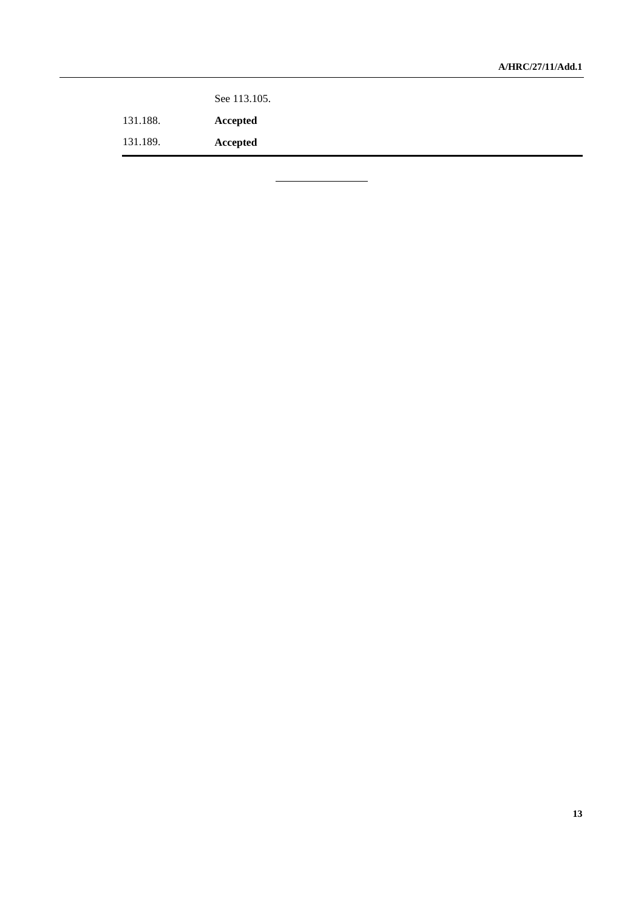| | |
|---|---|
| | See 113.105. |
| 131.188. | **Accepted** |
| 131.189. | **Accepted** |